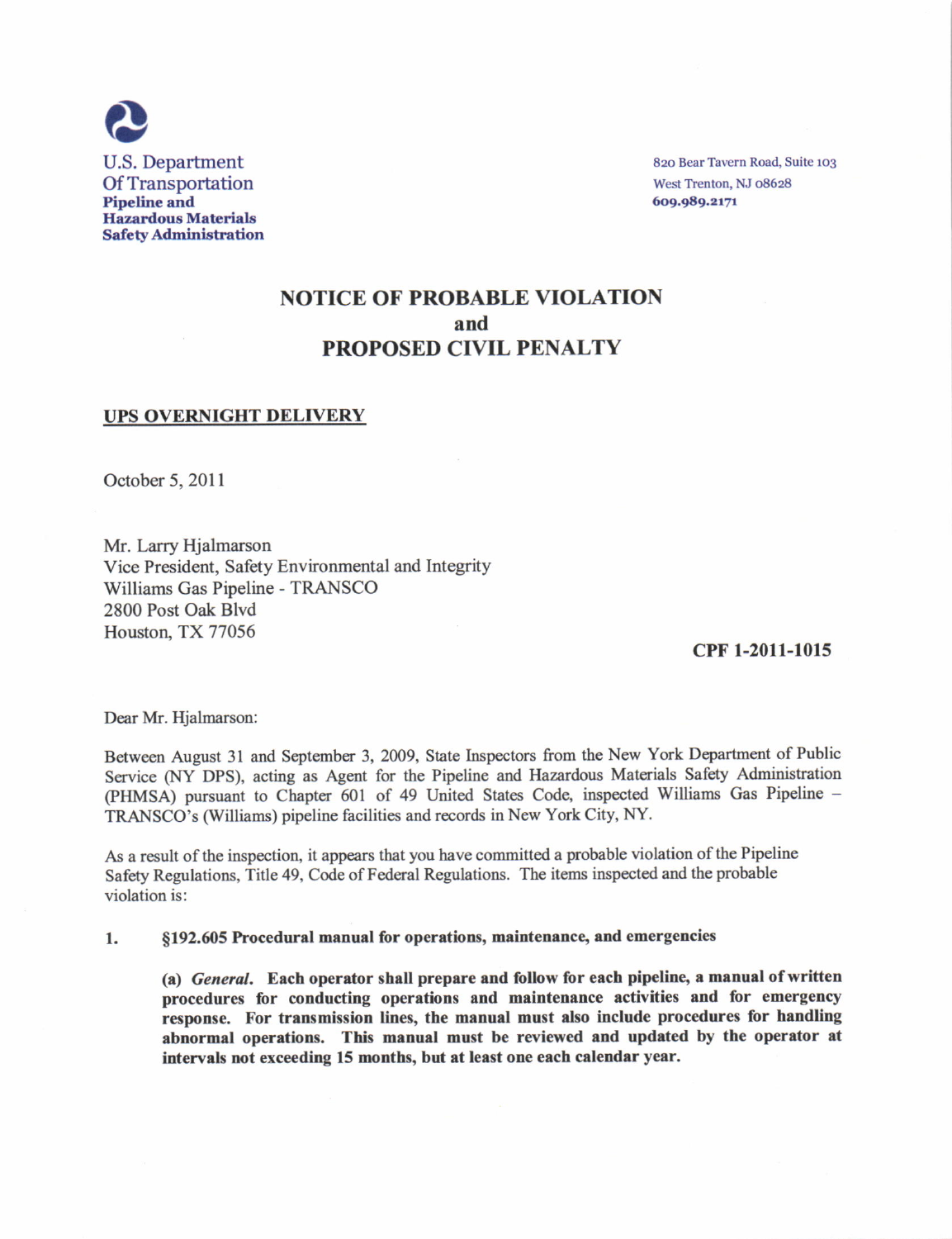U.S. Department
Of Transportation
**Pipeline and**
**Hazardous Materials**
**Safety Administration**

820 Bear Tavern Road, Suite 103
West Trenton, NJ 08628
**609.989.2171**

# NOTICE OF PROBABLE VIOLATION and PROPOSED CIVIL PENALTY

**UPS OVERNIGHT DELIVERY**

October 5, 2011

Mr. Larry Hjalmarson
Vice President, Safety Environmental and Integrity
Williams Gas Pipeline - TRANSCO
2800 Post Oak Blvd
Houston, TX 77056

**CPF 1-2011-1015**

Dear Mr. Hjalmarson:

Between August 31 and September 3, 2009, State Inspectors from the New York Department of Public Service (NY DPS), acting as Agent for the Pipeline and Hazardous Materials Safety Administration (PHMSA) pursuant to Chapter 601 of 49 United States Code, inspected Williams Gas Pipeline – TRANSCO's (Williams) pipeline facilities and records in New York City, NY.

As a result of the inspection, it appears that you have committed a probable violation of the Pipeline Safety Regulations, Title 49, Code of Federal Regulations. The items inspected and the probable violation is:

1. **§192.605 Procedural manual for operations, maintenance, and emergencies**

   **(a) *General*. Each operator shall prepare and follow for each pipeline, a manual of written procedures for conducting operations and maintenance activities and for emergency response. For transmission lines, the manual must also include procedures for handling abnormal operations. This manual must be reviewed and updated by the operator at intervals not exceeding 15 months, but at least one each calendar year.**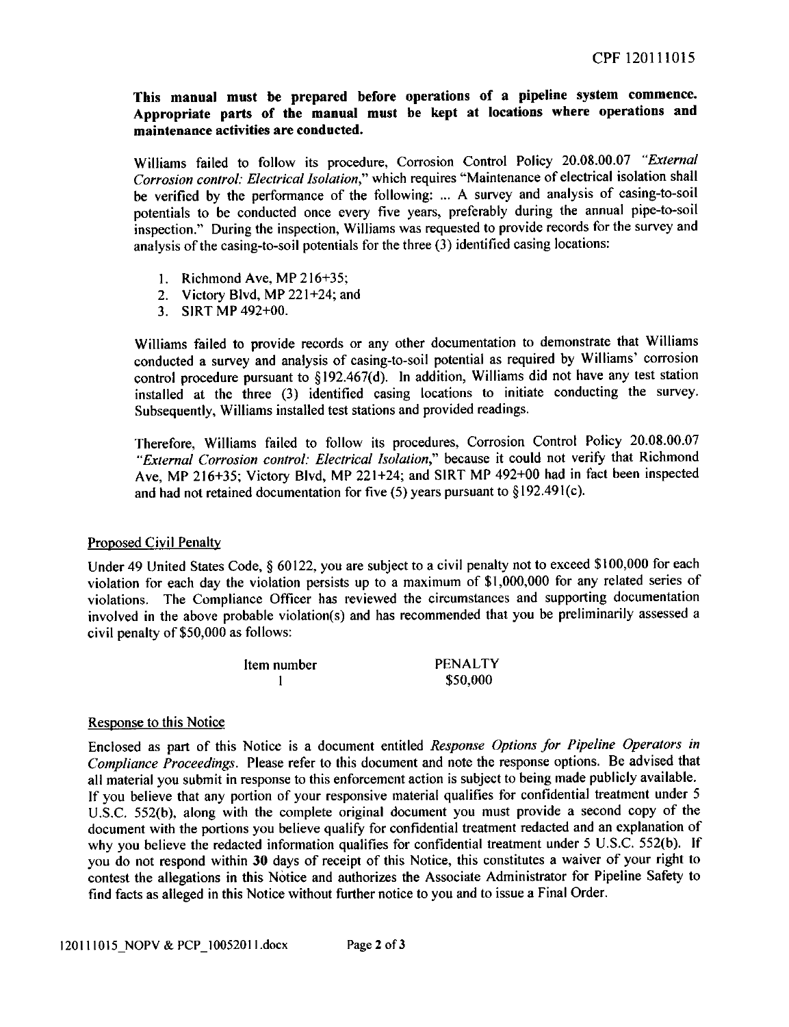**This manual must be prepared before operations of a pipeline system commence. Appropriate parts of the manual must be kept at locations where operations and maintenance activities are conducted.**

Williams failed to follow its procedure, Corrosion Control Policy 20.08.00.07 *"External Corrosion control: Electrical Isolation,"* which requires "Maintenance of electrical isolation shall be verified by the performance of the following: ... A survey and analysis of casing-to-soil potentials to be conducted once every five years, preferably during the annual pipe-to-soil inspection." During the inspection, Williams was requested to provide records for the survey and analysis of the casing-to-soil potentials for the three (3) identified casing locations:

1. Richmond Ave, MP 216+35;
2. Victory Blvd, MP 221+24; and
3. SIRT MP 492+00.

Williams failed to provide records or any other documentation to demonstrate that Williams conducted a survey and analysis of casing-to-soil potential as required by Williams' corrosion control procedure pursuant to §192.467(d). In addition, Williams did not have any test station installed at the three (3) identified casing locations to initiate conducting the survey. Subsequently, Williams installed test stations and provided readings.

Therefore, Williams failed to follow its procedures, Corrosion Control Policy 20.08.00.07 *"External Corrosion control: Electrical Isolation,"* because it could not verify that Richmond Ave, MP 216+35; Victory Blvd, MP 221+24; and SIRT MP 492+00 had in fact been inspected and had not retained documentation for five (5) years pursuant to §192.491(c).

## Proposed Civil Penalty

Under 49 United States Code, § 60122, you are subject to a civil penalty not to exceed $100,000 for each violation for each day the violation persists up to a maximum of $1,000,000 for any related series of violations. The Compliance Officer has reviewed the circumstances and supporting documentation involved in the above probable violation(s) and has recommended that you be preliminarily assessed a civil penalty of $50,000 as follows:

| Item number | PENALTY |
|---|---|
| 1 | $50,000 |

## Response to this Notice

Enclosed as part of this Notice is a document entitled *Response Options for Pipeline Operators in Compliance Proceedings*. Please refer to this document and note the response options. Be advised that all material you submit in response to this enforcement action is subject to being made publicly available. If you believe that any portion of your responsive material qualifies for confidential treatment under 5 U.S.C. 552(b), along with the complete original document you must provide a second copy of the document with the portions you believe qualify for confidential treatment redacted and an explanation of why you believe the redacted information qualifies for confidential treatment under 5 U.S.C. 552(b). If you do not respond within **30** days of receipt of this Notice, this constitutes a waiver of your right to contest the allegations in this Notice and authorizes the Associate Administrator for Pipeline Safety to find facts as alleged in this Notice without further notice to you and to issue a Final Order.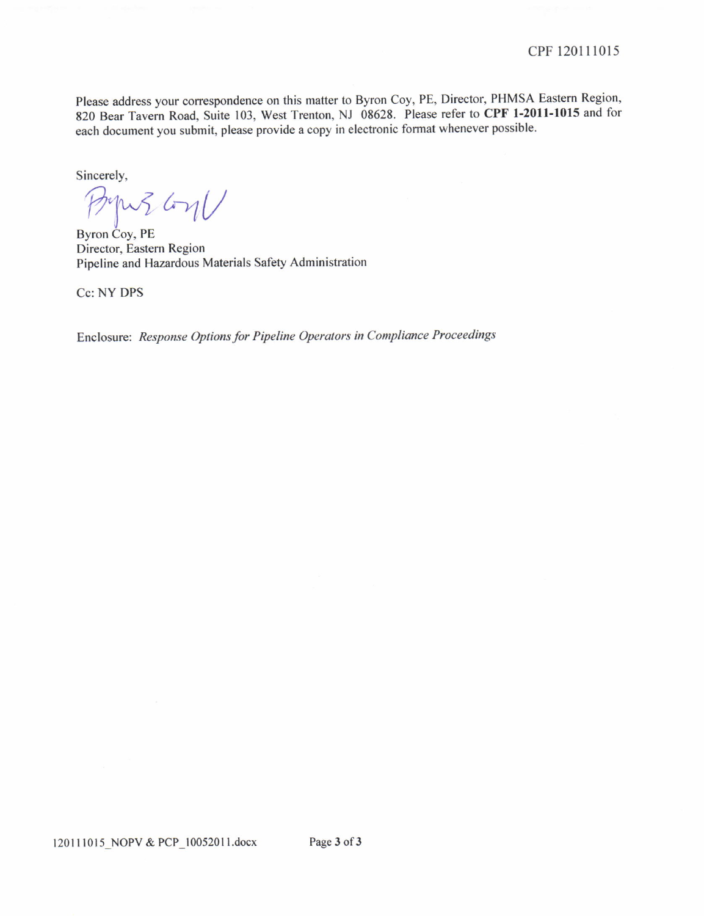Please address your correspondence on this matter to Byron Coy, PE, Director, PHMSA Eastern Region, 820 Bear Tavern Road, Suite 103, West Trenton, NJ 08628. Please refer to **CPF 1-2011-1015** and for each document you submit, please provide a copy in electronic format whenever possible.

Sincerely,

Byron Coy, PE
Director, Eastern Region
Pipeline and Hazardous Materials Safety Administration

Cc: NY DPS

Enclosure: *Response Options for Pipeline Operators in Compliance Proceedings*